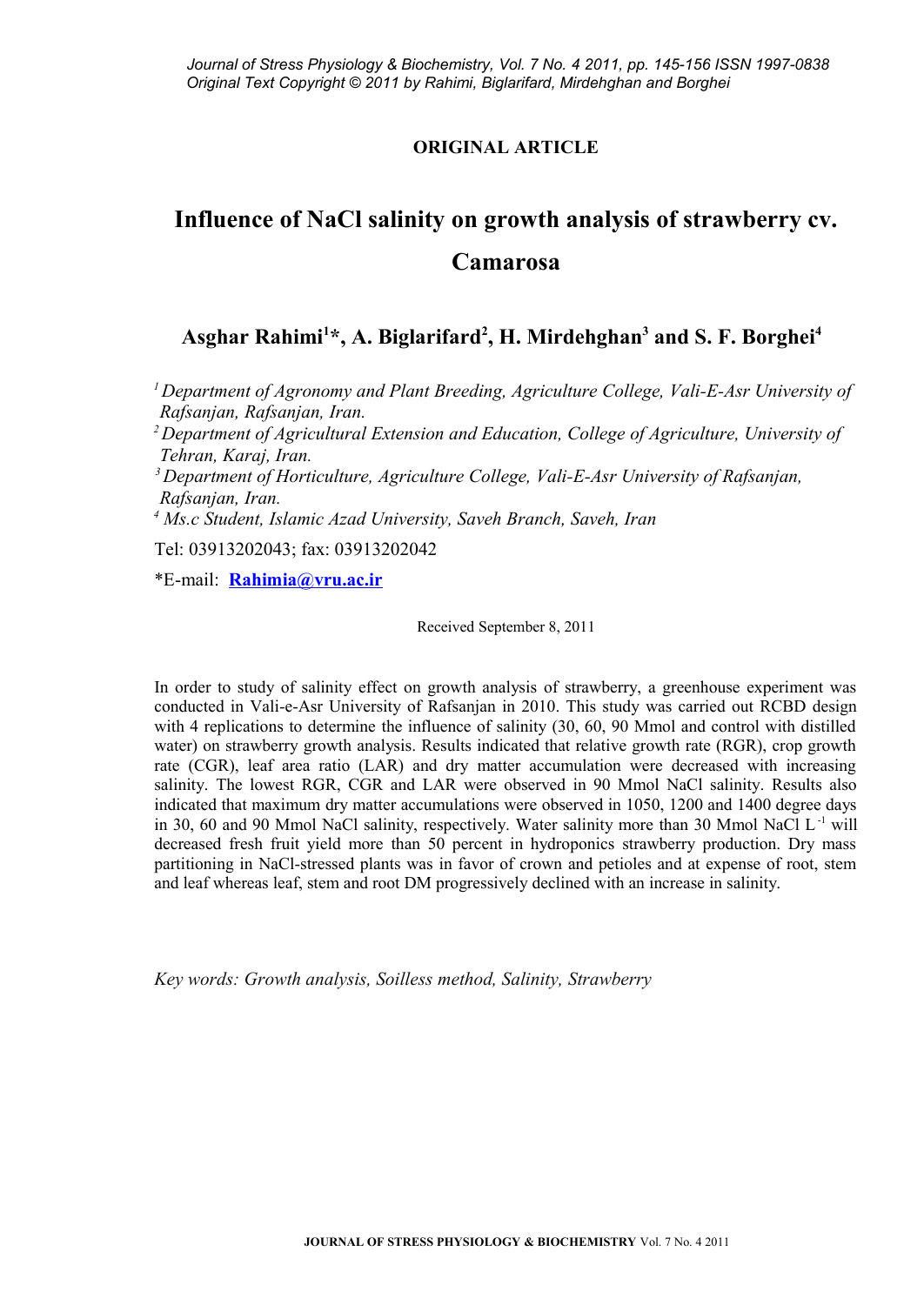**ORIGINAL ARTICLE**

# Influence of NaCl salinity on growth analysis of strawberry cv. Camarosa

## Asghar Rahimi[1]*, A. Biglarifard[2], H. Mirdehghan[3] and S. F. Borghei[4]

[1] *Department of Agronomy and Plant Breeding, Agriculture College, Vali-E-Asr University of Rafsanjan, Rafsanjan, Iran.*

[2] *Department of Agricultural Extension and Education, College of Agriculture, University of Tehran, Karaj, Iran.*

[3] *Department of Horticulture, Agriculture College, Vali-E-Asr University of Rafsanjan, Rafsanjan, Iran.*

[4] *Ms.c Student, Islamic Azad University, Saveh Branch, Saveh, Iran*

Tel: 03913202043; fax: 03913202042

*E-mail: **Rahimia@vru.ac.ir**

Received September 8, 2011

In order to study of salinity effect on growth analysis of strawberry, a greenhouse experiment was conducted in Vali-e-Asr University of Rafsanjan in 2010. This study was carried out RCBD design with 4 replications to determine the influence of salinity (30, 60, 90 Mmol and control with distilled water) on strawberry growth analysis. Results indicated that relative growth rate (RGR), crop growth rate (CGR), leaf area ratio (LAR) and dry matter accumulation were decreased with increasing salinity. The lowest RGR, CGR and LAR were observed in 90 Mmol NaCl salinity. Results also indicated that maximum dry matter accumulations were observed in 1050, 1200 and 1400 degree days in 30, 60 and 90 Mmol NaCl salinity, respectively. Water salinity more than 30 Mmol NaCl $L^{-1}$ will decreased fresh fruit yield more than 50 percent in hydroponics strawberry production. Dry mass partitioning in NaCl-stressed plants was in favor of crown and petioles and at expense of root, stem and leaf whereas leaf, stem and root DM progressively declined with an increase in salinity.

*Key words: Growth analysis, Soilless method, Salinity, Strawberry*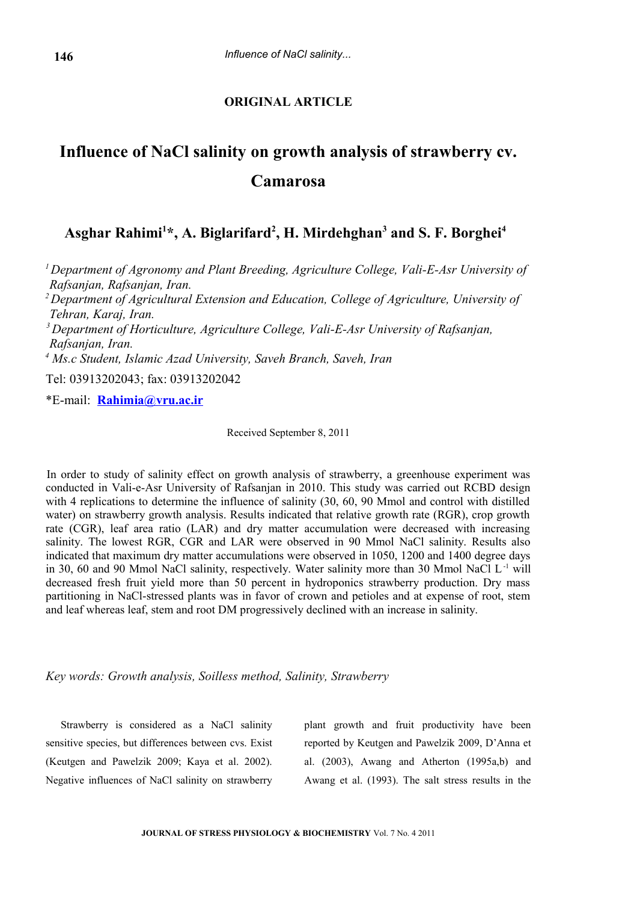**ORIGINAL ARTICLE**

# Influence of NaCl salinity on growth analysis of strawberry cv. Camarosa

## Asghar Rahimi[1]*, A. Biglarifard[2], H. Mirdehghan[3] and S. F. Borghei[4]

*[1] Department of Agronomy and Plant Breeding, Agriculture College, Vali-E-Asr University of Rafsanjan, Rafsanjan, Iran.*

*[2] Department of Agricultural Extension and Education, College of Agriculture, University of Tehran, Karaj, Iran.*

*[3] Department of Horticulture, Agriculture College, Vali-E-Asr University of Rafsanjan, Rafsanjan, Iran.*

*[4] Ms.c Student, Islamic Azad University, Saveh Branch, Saveh, Iran*

Tel: 03913202043; fax: 03913202042

*E-mail: **Rahimia@vru.ac.ir**

Received September 8, 2011

In order to study of salinity effect on growth analysis of strawberry, a greenhouse experiment was conducted in Vali-e-Asr University of Rafsanjan in 2010. This study was carried out RCBD design with 4 replications to determine the influence of salinity (30, 60, 90 Mmol and control with distilled water) on strawberry growth analysis. Results indicated that relative growth rate (RGR), crop growth rate (CGR), leaf area ratio (LAR) and dry matter accumulation were decreased with increasing salinity. The lowest RGR, CGR and LAR were observed in 90 Mmol NaCl salinity. Results also indicated that maximum dry matter accumulations were observed in 1050, 1200 and 1400 degree days in 30, 60 and 90 Mmol NaCl salinity, respectively. Water salinity more than 30 Mmol NaCl $L^{-1}$ will decreased fresh fruit yield more than 50 percent in hydroponics strawberry production. Dry mass partitioning in NaCl-stressed plants was in favor of crown and petioles and at expense of root, stem and leaf whereas leaf, stem and root DM progressively declined with an increase in salinity.

*Key words: Growth analysis, Soilless method, Salinity, Strawberry*

Strawberry is considered as a NaCl salinity sensitive species, but differences between cvs. Exist (Keutgen and Pawelzik 2009; Kaya et al. 2002). Negative influences of NaCl salinity on strawberry plant growth and fruit productivity have been reported by Keutgen and Pawelzik 2009, D'Anna et al. (2003), Awang and Atherton (1995a,b) and Awang et al. (1993). The salt stress results in the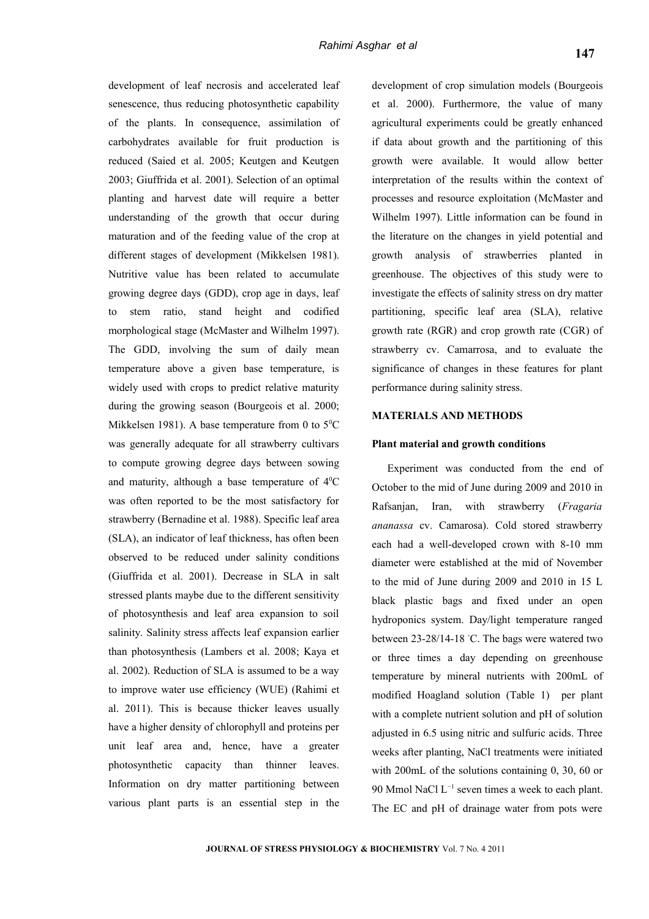development of leaf necrosis and accelerated leaf senescence, thus reducing photosynthetic capability of the plants. In consequence, assimilation of carbohydrates available for fruit production is reduced (Saied et al. 2005; Keutgen and Keutgen 2003; Giuffrida et al. 2001). Selection of an optimal planting and harvest date will require a better understanding of the growth that occur during maturation and of the feeding value of the crop at different stages of development (Mikkelsen 1981). Nutritive value has been related to accumulate growing degree days (GDD), crop age in days, leaf to stem ratio, stand height and codified morphological stage (McMaster and Wilhelm 1997). The GDD, involving the sum of daily mean temperature above a given base temperature, is widely used with crops to predict relative maturity during the growing season (Bourgeois et al. 2000; Mikkelsen 1981). A base temperature from 0 to 5$^0$C was generally adequate for all strawberry cultivars to compute growing degree days between sowing and maturity, although a base temperature of 4$^0$C was often reported to be the most satisfactory for strawberry (Bernadine et al. 1988). Specific leaf area (SLA), an indicator of leaf thickness, has often been observed to be reduced under salinity conditions (Giuffrida et al. 2001). Decrease in SLA in salt stressed plants maybe due to the different sensitivity of photosynthesis and leaf area expansion to soil salinity. Salinity stress affects leaf expansion earlier than photosynthesis (Lambers et al. 2008; Kaya et al. 2002). Reduction of SLA is assumed to be a way to improve water use efficiency (WUE) (Rahimi et al. 2011). This is because thicker leaves usually have a higher density of chlorophyll and proteins per unit leaf area and, hence, have a greater photosynthetic capacity than thinner leaves. Information on dry matter partitioning between various plant parts is an essential step in the development of crop simulation models (Bourgeois et al. 2000). Furthermore, the value of many agricultural experiments could be greatly enhanced if data about growth and the partitioning of this growth were available. It would allow better interpretation of the results within the context of processes and resource exploitation (McMaster and Wilhelm 1997). Little information can be found in the literature on the changes in yield potential and growth analysis of strawberries planted in greenhouse. The objectives of this study were to investigate the effects of salinity stress on dry matter partitioning, specific leaf area (SLA), relative growth rate (RGR) and crop growth rate (CGR) of strawberry cv. Camarrosa, and to evaluate the significance of changes in these features for plant performance during salinity stress.

## MATERIALS AND METHODS

### Plant material and growth conditions

Experiment was conducted from the end of October to the mid of June during 2009 and 2010 in Rafsanjan, Iran, with strawberry (*Fragaria ananassa* cv. Camarosa). Cold stored strawberry each had a well-developed crown with 8-10 mm diameter were established at the mid of November to the mid of June during 2009 and 2010 in 15 L black plastic bags and fixed under an open hydroponics system. Day/light temperature ranged between 23-28/14-18 °C. The bags were watered two or three times a day depending on greenhouse temperature by mineral nutrients with 200mL of modified Hoagland solution (Table 1) per plant with a complete nutrient solution and pH of solution adjusted in 6.5 using nitric and sulfuric acids. Three weeks after planting, NaCl treatments were initiated with 200mL of the solutions containing 0, 30, 60 or 90 Mmol NaCl $L^{-1}$ seven times a week to each plant. The EC and pH of drainage water from pots were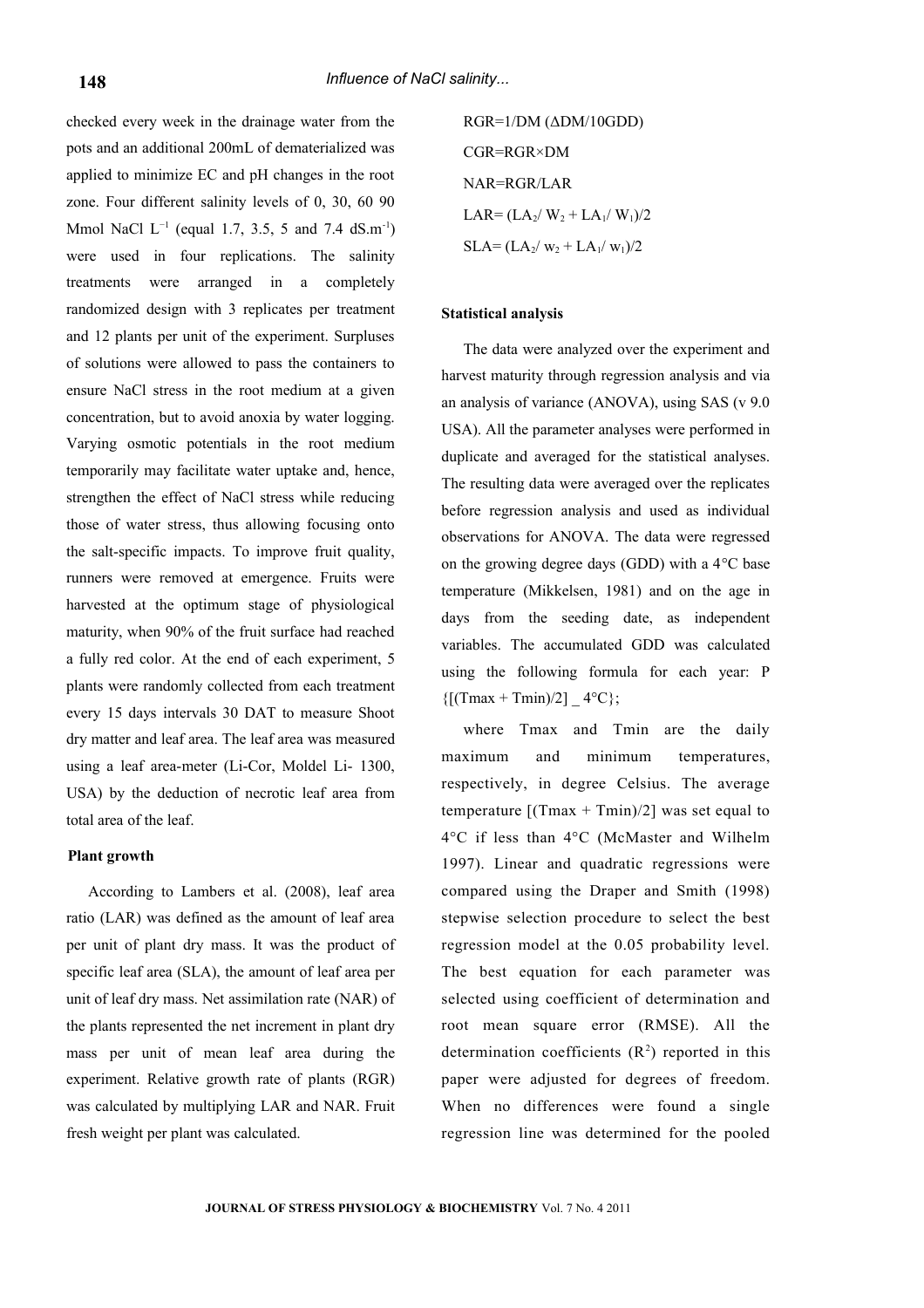checked every week in the drainage water from the pots and an additional 200mL of dematerialized was applied to minimize EC and pH changes in the root zone. Four different salinity levels of 0, 30, 60 90 Mmol NaCl $L^{-1}$ (equal 1.7, 3.5, 5 and 7.4 $dS.m^{-1}$) were used in four replications. The salinity treatments were arranged in a completely randomized design with 3 replicates per treatment and 12 plants per unit of the experiment. Surpluses of solutions were allowed to pass the containers to ensure NaCl stress in the root medium at a given concentration, but to avoid anoxia by water logging. Varying osmotic potentials in the root medium temporarily may facilitate water uptake and, hence, strengthen the effect of NaCl stress while reducing those of water stress, thus allowing focusing onto the salt-specific impacts. To improve fruit quality, runners were removed at emergence. Fruits were harvested at the optimum stage of physiological maturity, when 90% of the fruit surface had reached a fully red color. At the end of each experiment, 5 plants were randomly collected from each treatment every 15 days intervals 30 DAT to measure Shoot dry matter and leaf area. The leaf area was measured using a leaf area-meter (Li-Cor, Moldel Li- 1300, USA) by the deduction of necrotic leaf area from total area of the leaf.

## Plant growth

According to Lambers et al. (2008), leaf area ratio (LAR) was defined as the amount of leaf area per unit of plant dry mass. It was the product of specific leaf area (SLA), the amount of leaf area per unit of leaf dry mass. Net assimilation rate (NAR) of the plants represented the net increment in plant dry mass per unit of mean leaf area during the experiment. Relative growth rate of plants (RGR) was calculated by multiplying LAR and NAR. Fruit fresh weight per plant was calculated.

$$RGR = 1/DM\ (\Delta DM/10GDD)$$

$$CGR = RGR \times DM$$

$$NAR = RGR/LAR$$

$$LAR = (LA_2/\ W_2 + LA_1/\ W_1)/2$$

$$SLA = (LA_2/\ w_2 + LA_1/\ w_1)/2$$

## Statistical analysis

The data were analyzed over the experiment and harvest maturity through regression analysis and via an analysis of variance (ANOVA), using SAS (v 9.0 USA). All the parameter analyses were performed in duplicate and averaged for the statistical analyses. The resulting data were averaged over the replicates before regression analysis and used as individual observations for ANOVA. The data were regressed on the growing degree days (GDD) with a 4°C base temperature (Mikkelsen, 1981) and on the age in days from the seeding date, as independent variables. The accumulated GDD was calculated using the following formula for each year: P $\{[(Tmax + Tmin)/2]\ \_\ 4°C\}$;

where Tmax and Tmin are the daily maximum and minimum temperatures, respectively, in degree Celsius. The average temperature $[(Tmax + Tmin)/2]$ was set equal to 4°C if less than 4°C (McMaster and Wilhelm 1997). Linear and quadratic regressions were compared using the Draper and Smith (1998) stepwise selection procedure to select the best regression model at the 0.05 probability level. The best equation for each parameter was selected using coefficient of determination and root mean square error (RMSE). All the determination coefficients ($R^2$) reported in this paper were adjusted for degrees of freedom. When no differences were found a single regression line was determined for the pooled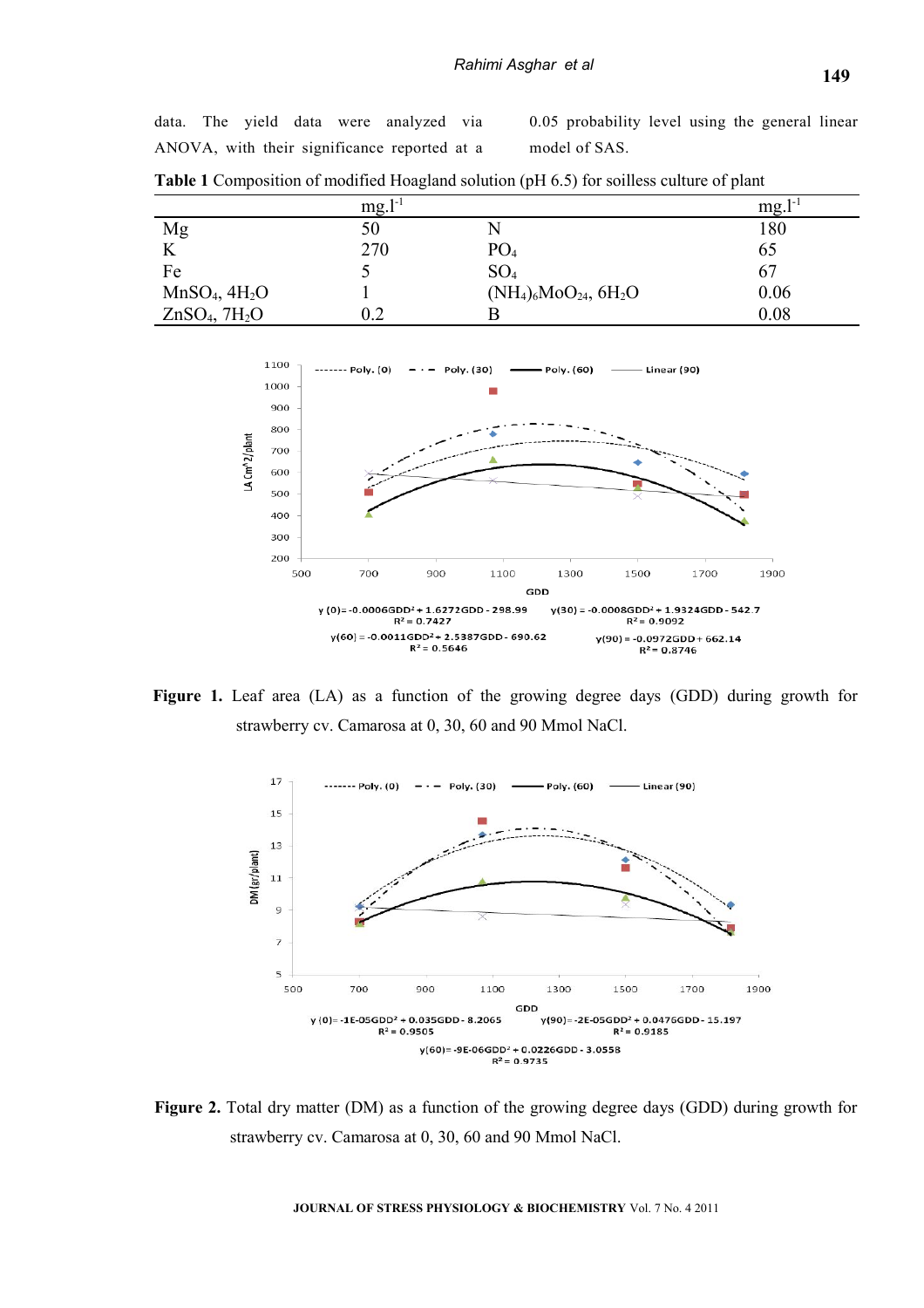data. The yield data were analyzed via ANOVA, with their significance reported at a 0.05 probability level using the general linear model of SAS.

**Table 1** Composition of modified Hoagland solution (pH 6.5) for soilless culture of plant

| | $mg.l^{-1}$ | | $mg.l^{-1}$ |
|---|---|---|---|
| Mg | 50 | N | 180 |
| K | 270 | $PO_4$ | 65 |
| Fe | 5 | $SO_4$ | 67 |
| $MnSO_4$, $4H_2O$ | 1 | $(NH_4)_6MoO_{24}$, $6H_2O$ | 0.06 |
| $ZnSO_4$, $7H_2O$ | 0.2 | B | 0.08 |

$y(0) = -0.0006GDD^2 + 1.6272GDD - 298.99$, $R^2 = 0.7427$

$y(30) = -0.0008GDD^2 + 1.9324GDD - 542.7$, $R^2 = 0.9092$

$y(60) = -0.0011GDD^2 + 2.5387GDD - 690.62$, $R^2 = 0.5646$

$y(90) = -0.0972GDD + 662.14$, $R^2 = 0.8746$

**Figure 1.** Leaf area (LA) as a function of the growing degree days (GDD) during growth for strawberry cv. Camarosa at 0, 30, 60 and 90 Mmol NaCl.

$y(0) = -1E\text{-}05GDD^2 + 0.035GDD - 8.2065$, $R^2 = 0.9505$

$y(90) = -2E\text{-}05GDD^2 + 0.0476GDD - 15.197$, $R^2 = 0.9185$

$y(60) = -9E\text{-}06GDD^2 + 0.0226GDD - 3.0558$, $R^2 = 0.9735$

**Figure 2.** Total dry matter (DM) as a function of the growing degree days (GDD) during growth for strawberry cv. Camarosa at 0, 30, 60 and 90 Mmol NaCl.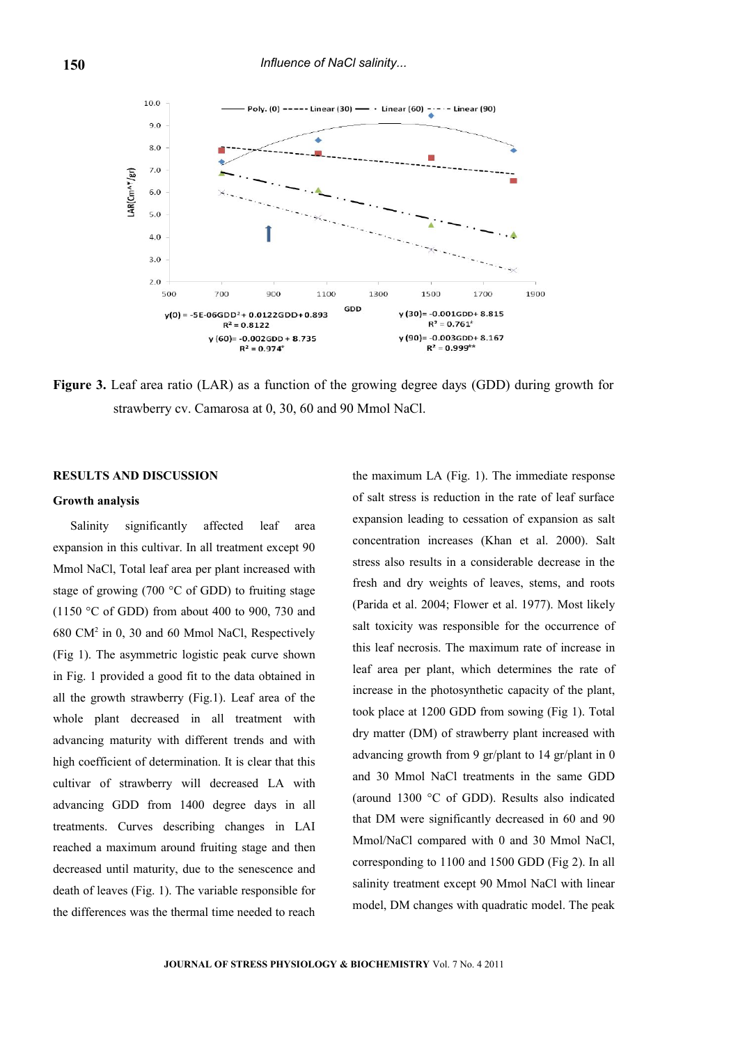$y(0) = -5E\text{-}06GDD^2 + 0.0122GDD + 0.893$
$R^2 = 0.8122$

$y(30) = -0.001GDD + 8.815$
$R^2 = 0.761^*$

$y(60) = -0.002GDD + 8.735$
$R^2 = 0.974^*$

$y(90) = -0.003GDD + 8.167$
$R^2 = 0.999^{**}$

**Figure 3.** Leaf area ratio (LAR) as a function of the growing degree days (GDD) during growth for strawberry cv. Camarosa at 0, 30, 60 and 90 Mmol NaCl.

## RESULTS AND DISCUSSION

### Growth analysis

Salinity significantly affected leaf area expansion in this cultivar. In all treatment except 90 Mmol NaCl, Total leaf area per plant increased with stage of growing (700 °C of GDD) to fruiting stage (1150 °C of GDD) from about 400 to 900, 730 and 680 CM$^2$ in 0, 30 and 60 Mmol NaCl, Respectively (Fig 1). The asymmetric logistic peak curve shown in Fig. 1 provided a good fit to the data obtained in all the growth strawberry (Fig.1). Leaf area of the whole plant decreased in all treatment with advancing maturity with different trends and with high coefficient of determination. It is clear that this cultivar of strawberry will decreased LA with advancing GDD from 1400 degree days in all treatments. Curves describing changes in LAI reached a maximum around fruiting stage and then decreased until maturity, due to the senescence and death of leaves (Fig. 1). The variable responsible for the differences was the thermal time needed to reach the maximum LA (Fig. 1). The immediate response of salt stress is reduction in the rate of leaf surface expansion leading to cessation of expansion as salt concentration increases (Khan et al. 2000). Salt stress also results in a considerable decrease in the fresh and dry weights of leaves, stems, and roots (Parida et al. 2004; Flower et al. 1977). Most likely salt toxicity was responsible for the occurrence of this leaf necrosis. The maximum rate of increase in leaf area per plant, which determines the rate of increase in the photosynthetic capacity of the plant, took place at 1200 GDD from sowing (Fig 1). Total dry matter (DM) of strawberry plant increased with advancing growth from 9 gr/plant to 14 gr/plant in 0 and 30 Mmol NaCl treatments in the same GDD (around 1300 °C of GDD). Results also indicated that DM were significantly decreased in 60 and 90 Mmol/NaCl compared with 0 and 30 Mmol NaCl, corresponding to 1100 and 1500 GDD (Fig 2). In all salinity treatment except 90 Mmol NaCl with linear model, DM changes with quadratic model. The peak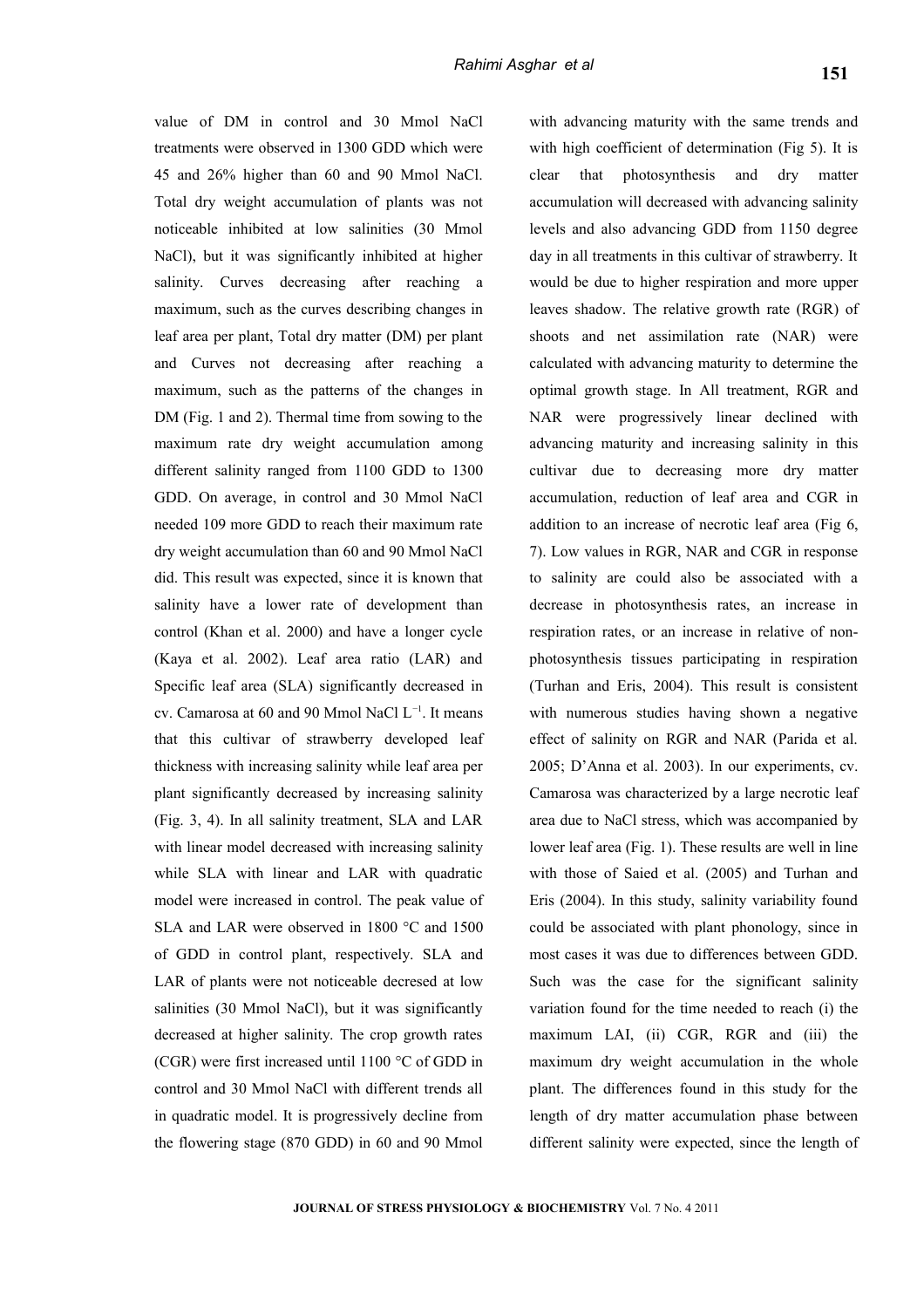value of DM in control and 30 Mmol NaCl treatments were observed in 1300 GDD which were 45 and 26% higher than 60 and 90 Mmol NaCl. Total dry weight accumulation of plants was not noticeable inhibited at low salinities (30 Mmol NaCl), but it was significantly inhibited at higher salinity. Curves decreasing after reaching a maximum, such as the curves describing changes in leaf area per plant, Total dry matter (DM) per plant and Curves not decreasing after reaching a maximum, such as the patterns of the changes in DM (Fig. 1 and 2). Thermal time from sowing to the maximum rate dry weight accumulation among different salinity ranged from 1100 GDD to 1300 GDD. On average, in control and 30 Mmol NaCl needed 109 more GDD to reach their maximum rate dry weight accumulation than 60 and 90 Mmol NaCl did. This result was expected, since it is known that salinity have a lower rate of development than control (Khan et al. 2000) and have a longer cycle (Kaya et al. 2002). Leaf area ratio (LAR) and Specific leaf area (SLA) significantly decreased in cv. Camarosa at 60 and 90 Mmol NaCl $L^{-1}$. It means that this cultivar of strawberry developed leaf thickness with increasing salinity while leaf area per plant significantly decreased by increasing salinity (Fig. 3, 4). In all salinity treatment, SLA and LAR with linear model decreased with increasing salinity while SLA with linear and LAR with quadratic model were increased in control. The peak value of SLA and LAR were observed in 1800 °C and 1500 of GDD in control plant, respectively. SLA and LAR of plants were not noticeable decresed at low salinities (30 Mmol NaCl), but it was significantly decreased at higher salinity. The crop growth rates (CGR) were first increased until 1100 °C of GDD in control and 30 Mmol NaCl with different trends all in quadratic model. It is progressively decline from the flowering stage (870 GDD) in 60 and 90 Mmol with advancing maturity with the same trends and with high coefficient of determination (Fig 5). It is clear that photosynthesis and dry matter accumulation will decreased with advancing salinity levels and also advancing GDD from 1150 degree day in all treatments in this cultivar of strawberry. It would be due to higher respiration and more upper leaves shadow. The relative growth rate (RGR) of shoots and net assimilation rate (NAR) were calculated with advancing maturity to determine the optimal growth stage. In All treatment, RGR and NAR were progressively linear declined with advancing maturity and increasing salinity in this cultivar due to decreasing more dry matter accumulation, reduction of leaf area and CGR in addition to an increase of necrotic leaf area (Fig 6, 7). Low values in RGR, NAR and CGR in response to salinity are could also be associated with a decrease in photosynthesis rates, an increase in respiration rates, or an increase in relative of non-photosynthesis tissues participating in respiration (Turhan and Eris, 2004). This result is consistent with numerous studies having shown a negative effect of salinity on RGR and NAR (Parida et al. 2005; D'Anna et al. 2003). In our experiments, cv. Camarosa was characterized by a large necrotic leaf area due to NaCl stress, which was accompanied by lower leaf area (Fig. 1). These results are well in line with those of Saied et al. (2005) and Turhan and Eris (2004). In this study, salinity variability found could be associated with plant phonology, since in most cases it was due to differences between GDD. Such was the case for the significant salinity variation found for the time needed to reach (i) the maximum LAI, (ii) CGR, RGR and (iii) the maximum dry weight accumulation in the whole plant. The differences found in this study for the length of dry matter accumulation phase between different salinity were expected, since the length of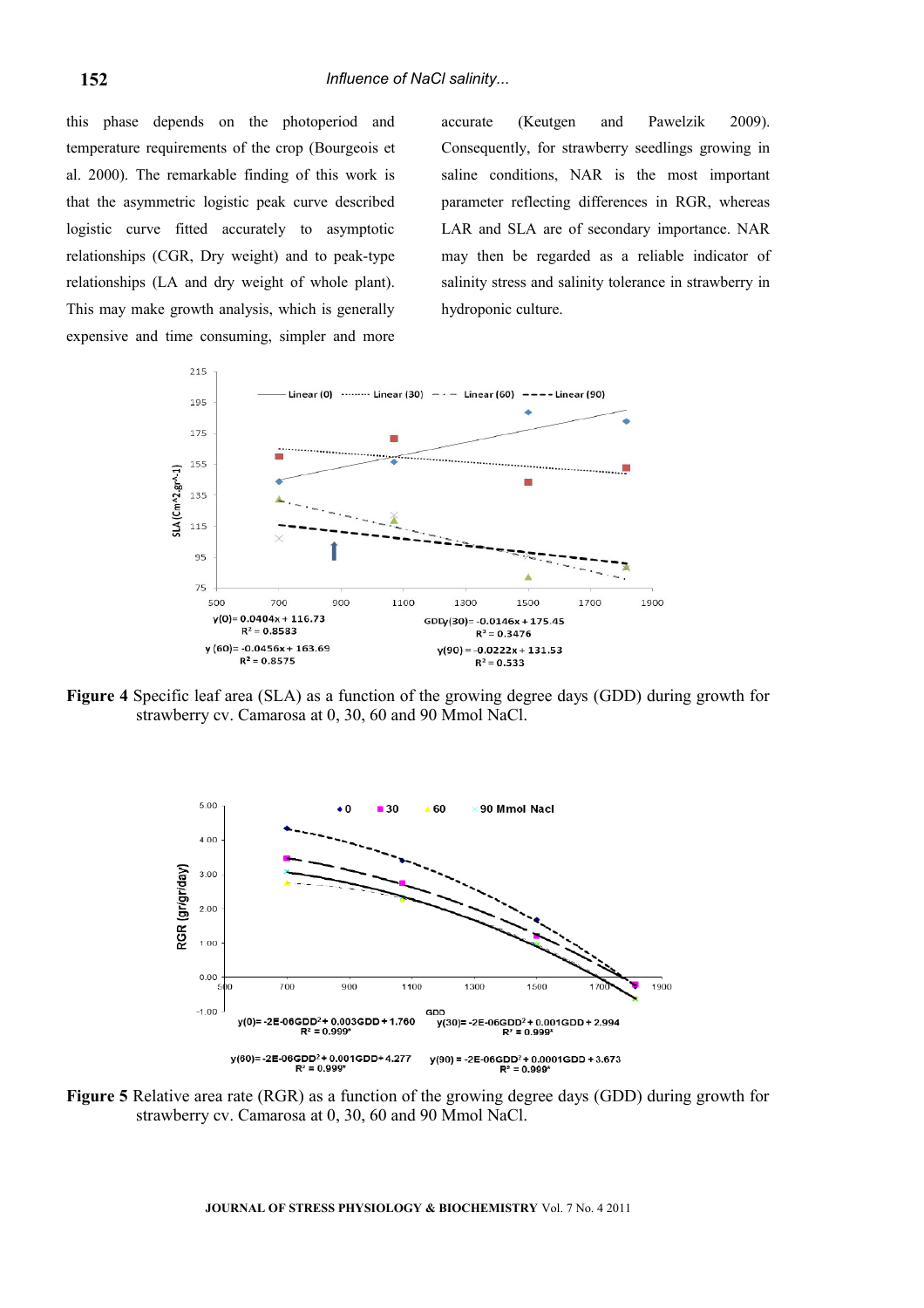this phase depends on the photoperiod and temperature requirements of the crop (Bourgeois et al. 2000). The remarkable finding of this work is that the asymmetric logistic peak curve described logistic curve fitted accurately to asymptotic relationships (CGR, Dry weight) and to peak-type relationships (LA and dry weight of whole plant). This may make growth analysis, which is generally expensive and time consuming, simpler and more accurate (Keutgen and Pawelzik 2009). Consequently, for strawberry seedlings growing in saline conditions, NAR is the most important parameter reflecting differences in RGR, whereas LAR and SLA are of secondary importance. NAR may then be regarded as a reliable indicator of salinity stress and salinity tolerance in strawberry in hydroponic culture.

$y(0) = 0.0404x + 116.73$, $R^2 = 0.8583$

$y(30) = -0.0146x + 175.45$, $R^2 = 0.3476$

$y(60) = -0.0456x + 163.69$, $R^2 = 0.8575$

$y(90) = -0.0222x + 131.53$, $R^2 = 0.533$

**Figure 4** Specific leaf area (SLA) as a function of the growing degree days (GDD) during growth for strawberry cv. Camarosa at 0, 30, 60 and 90 Mmol NaCl.

$y(0) = -2E\text{-}06GDD^2 + 0.003GDD + 1.760$, $R^2 = 0.999^*$

$y(30) = -2E\text{-}06GDD^2 + 0.001GDD + 2.994$, $R^2 = 0.999^*$

$y(60) = -2E\text{-}06GDD^2 + 0.001GDD + 4.277$, $R^2 = 0.999^*$

$y(90) = -2E\text{-}06GDD^2 + 0.0001GDD + 3.673$, $R^2 = 0.999^*$

**Figure 5** Relative area rate (RGR) as a function of the growing degree days (GDD) during growth for strawberry cv. Camarosa at 0, 30, 60 and 90 Mmol NaCl.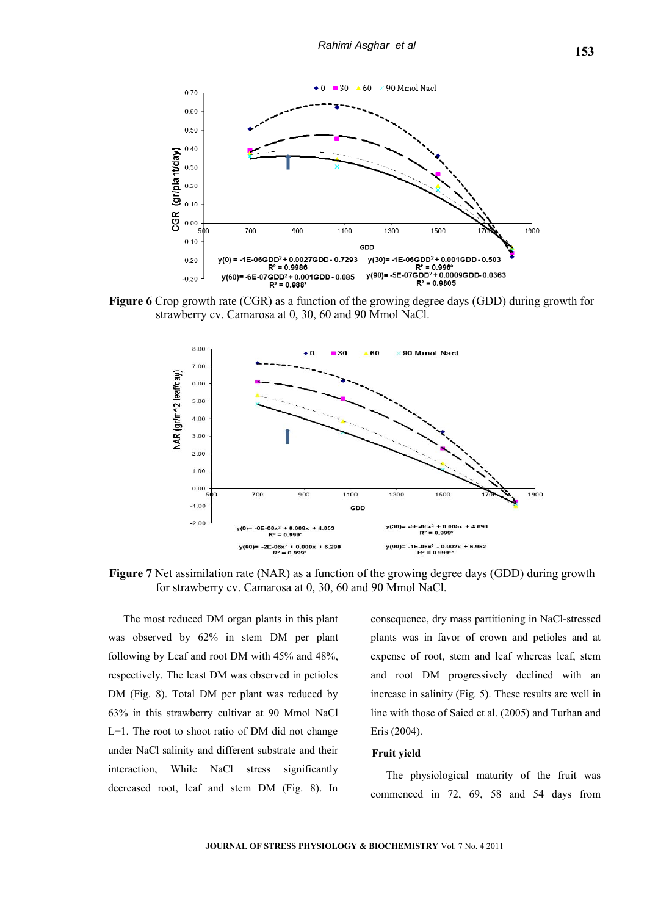**Figure 6** Crop growth rate (CGR) as a function of the growing degree days (GDD) during growth for strawberry cv. Camarosa at 0, 30, 60 and 90 Mmol NaCl.

**Figure 7** Net assimilation rate (NAR) as a function of the growing degree days (GDD) during growth for strawberry cv. Camarosa at 0, 30, 60 and 90 Mmol NaCl.

The most reduced DM organ plants in this plant was observed by 62% in stem DM per plant following by Leaf and root DM with 45% and 48%, respectively. The least DM was observed in petioles DM (Fig. 8). Total DM per plant was reduced by 63% in this strawberry cultivar at 90 Mmol NaCl $L^{-1}$. The root to shoot ratio of DM did not change under NaCl salinity and different substrate and their interaction, While NaCl stress significantly decreased root, leaf and stem DM (Fig. 8). In consequence, dry mass partitioning in NaCl-stressed plants was in favor of crown and petioles and at expense of root, stem and leaf whereas leaf, stem and root DM progressively declined with an increase in salinity (Fig. 5). These results are well in line with those of Saied et al. (2005) and Turhan and Eris (2004).

### Fruit yield

The physiological maturity of the fruit was commenced in 72, 69, 58 and 54 days from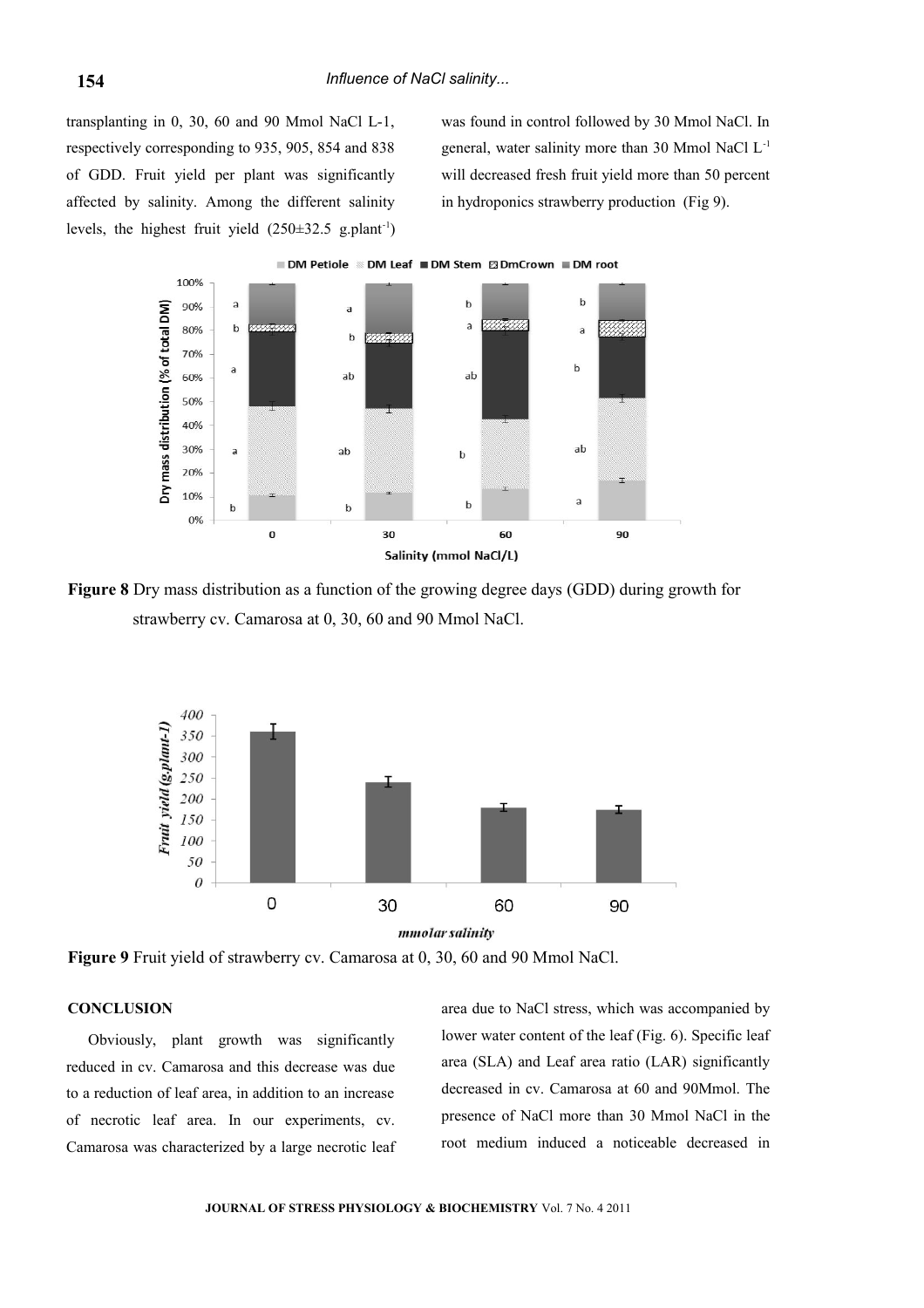transplanting in 0, 30, 60 and 90 Mmol NaCl L-1, respectively corresponding to 935, 905, 854 and 838 of GDD. Fruit yield per plant was significantly affected by salinity. Among the different salinity levels, the highest fruit yield (250±32.5 g.plant$^{-1}$) was found in control followed by 30 Mmol NaCl. In general, water salinity more than 30 Mmol NaCl L$^{-1}$ will decreased fresh fruit yield more than 50 percent in hydroponics strawberry production (Fig 9).

**Figure 8** Dry mass distribution as a function of the growing degree days (GDD) during growth for strawberry cv. Camarosa at 0, 30, 60 and 90 Mmol NaCl.

**Figure 9** Fruit yield of strawberry cv. Camarosa at 0, 30, 60 and 90 Mmol NaCl.

## CONCLUSION

Obviously, plant growth was significantly reduced in cv. Camarosa and this decrease was due to a reduction of leaf area, in addition to an increase of necrotic leaf area. In our experiments, cv. Camarosa was characterized by a large necrotic leaf area due to NaCl stress, which was accompanied by lower water content of the leaf (Fig. 6). Specific leaf area (SLA) and Leaf area ratio (LAR) significantly decreased in cv. Camarosa at 60 and 90Mmol. The presence of NaCl more than 30 Mmol NaCl in the root medium induced a noticeable decreased in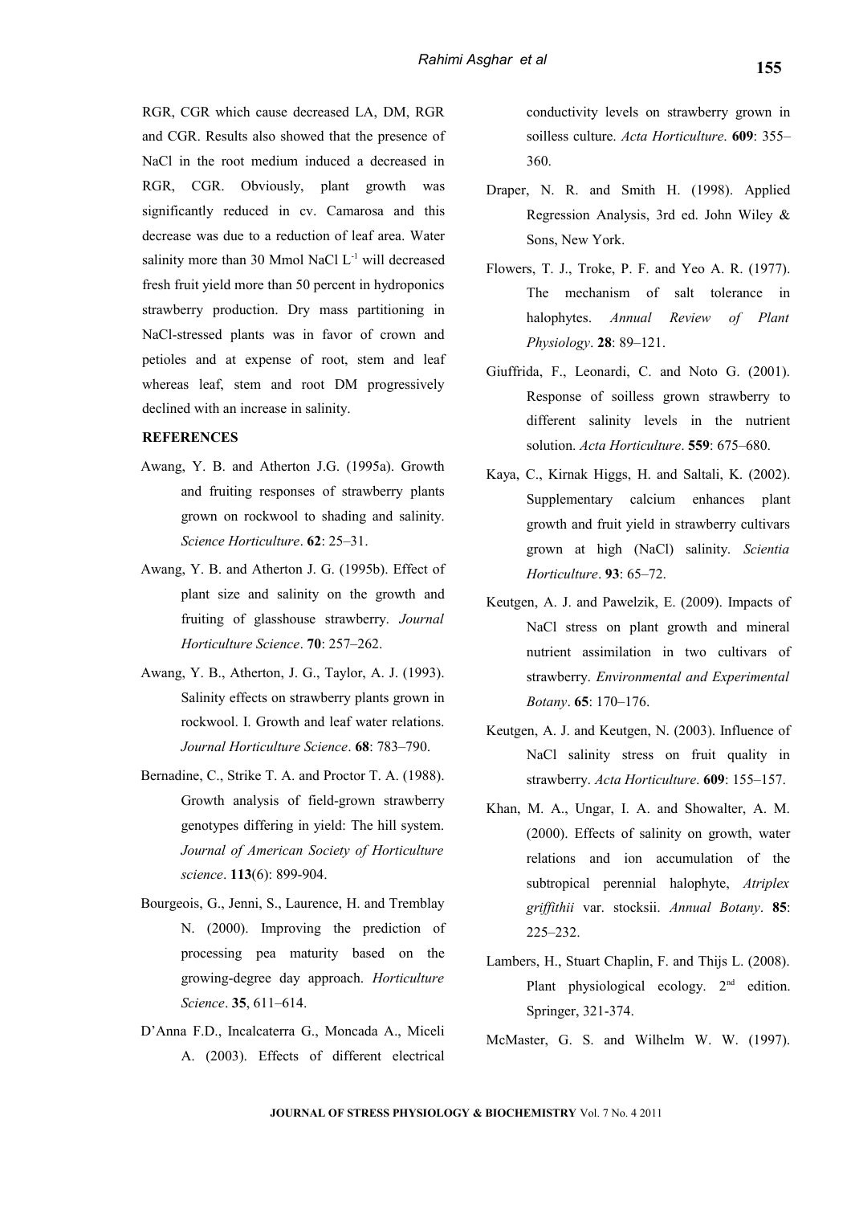RGR, CGR which cause decreased LA, DM, RGR and CGR. Results also showed that the presence of NaCl in the root medium induced a decreased in RGR, CGR. Obviously, plant growth was significantly reduced in cv. Camarosa and this decrease was due to a reduction of leaf area. Water salinity more than 30 Mmol NaCl $L^{-1}$ will decreased fresh fruit yield more than 50 percent in hydroponics strawberry production. Dry mass partitioning in NaCl-stressed plants was in favor of crown and petioles and at expense of root, stem and leaf whereas leaf, stem and root DM progressively declined with an increase in salinity.

## REFERENCES

Awang, Y. B. and Atherton J.G. (1995a). Growth and fruiting responses of strawberry plants grown on rockwool to shading and salinity. *Science Horticulture*. **62**: 25–31.

Awang, Y. B. and Atherton J. G. (1995b). Effect of plant size and salinity on the growth and fruiting of glasshouse strawberry. *Journal Horticulture Science*. **70**: 257–262.

Awang, Y. B., Atherton, J. G., Taylor, A. J. (1993). Salinity effects on strawberry plants grown in rockwool. I. Growth and leaf water relations. *Journal Horticulture Science*. **68**: 783–790.

Bernadine, C., Strike T. A. and Proctor T. A. (1988). Growth analysis of field-grown strawberry genotypes differing in yield: The hill system. *Journal of American Society of Horticulture science*. **113**(6): 899-904.

Bourgeois, G., Jenni, S., Laurence, H. and Tremblay N. (2000). Improving the prediction of processing pea maturity based on the growing-degree day approach. *Horticulture Science*. **35**, 611–614.

D'Anna F.D., Incalcaterra G., Moncada A., Miceli A. (2003). Effects of different electrical conductivity levels on strawberry grown in soilless culture. *Acta Horticulture*. **609**: 355–360.

Draper, N. R. and Smith H. (1998). Applied Regression Analysis, 3rd ed. John Wiley & Sons, New York.

Flowers, T. J., Troke, P. F. and Yeo A. R. (1977). The mechanism of salt tolerance in halophytes. *Annual Review of Plant Physiology*. **28**: 89–121.

Giuffrida, F., Leonardi, C. and Noto G. (2001). Response of soilless grown strawberry to different salinity levels in the nutrient solution. *Acta Horticulture*. **559**: 675–680.

Kaya, C., Kirnak Higgs, H. and Saltali, K. (2002). Supplementary calcium enhances plant growth and fruit yield in strawberry cultivars grown at high (NaCl) salinity. *Scientia Horticulture*. **93**: 65–72.

Keutgen, A. J. and Pawelzik, E. (2009). Impacts of NaCl stress on plant growth and mineral nutrient assimilation in two cultivars of strawberry. *Environmental and Experimental Botany*. **65**: 170–176.

Keutgen, A. J. and Keutgen, N. (2003). Influence of NaCl salinity stress on fruit quality in strawberry. *Acta Horticulture*. **609**: 155–157.

Khan, M. A., Ungar, I. A. and Showalter, A. M. (2000). Effects of salinity on growth, water relations and ion accumulation of the subtropical perennial halophyte, *Atriplex griffithii* var. stocksii. *Annual Botany*. **85**: 225–232.

Lambers, H., Stuart Chaplin, F. and Thijs L. (2008). Plant physiological ecology. 2nd edition. Springer, 321-374.

McMaster, G. S. and Wilhelm W. W. (1997).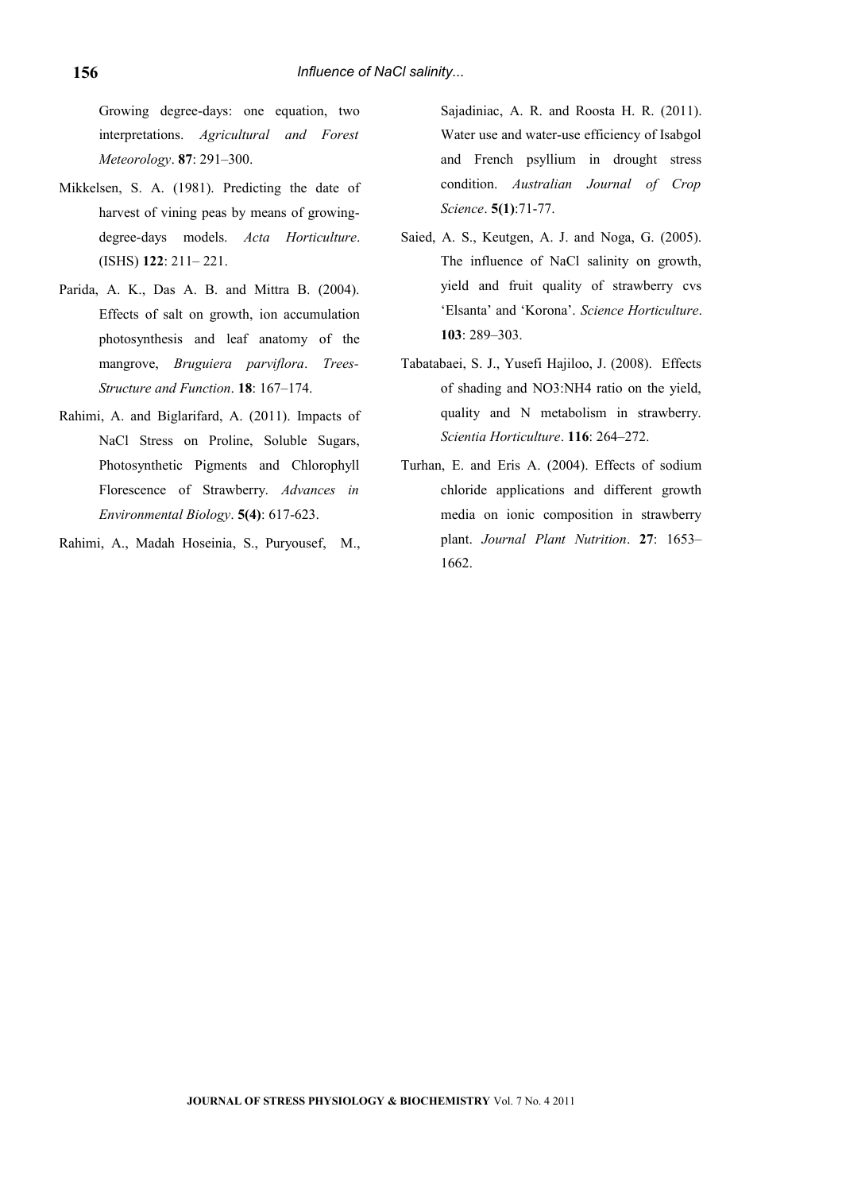Growing degree-days: one equation, two interpretations. *Agricultural and Forest Meteorology*. **87**: 291–300.

Mikkelsen, S. A. (1981). Predicting the date of harvest of vining peas by means of growing-degree-days models. *Acta Horticulture*. (ISHS) **122**: 211– 221.

Parida, A. K., Das A. B. and Mittra B. (2004). Effects of salt on growth, ion accumulation photosynthesis and leaf anatomy of the mangrove, *Bruguiera parviflora*. *Trees-Structure and Function*. **18**: 167–174.

Rahimi, A. and Biglarifard, A. (2011). Impacts of NaCl Stress on Proline, Soluble Sugars, Photosynthetic Pigments and Chlorophyll Florescence of Strawberry. *Advances in Environmental Biology*. **5(4)**: 617-623.

Rahimi, A., Madah Hoseinia, S., Puryousef, M., Sajadiniac, A. R. and Roosta H. R. (2011). Water use and water-use efficiency of Isabgol and French psyllium in drought stress condition. *Australian Journal of Crop Science*. **5(1)**:71-77.

Saied, A. S., Keutgen, A. J. and Noga, G. (2005). The influence of NaCl salinity on growth, yield and fruit quality of strawberry cvs 'Elsanta' and 'Korona'. *Science Horticulture*. **103**: 289–303.

Tabatabaei, S. J., Yusefi Hajiloo, J. (2008). Effects of shading and NO3:NH4 ratio on the yield, quality and N metabolism in strawberry. *Scientia Horticulture*. **116**: 264–272.

Turhan, E. and Eris A. (2004). Effects of sodium chloride applications and different growth media on ionic composition in strawberry plant. *Journal Plant Nutrition*. **27**: 1653–1662.